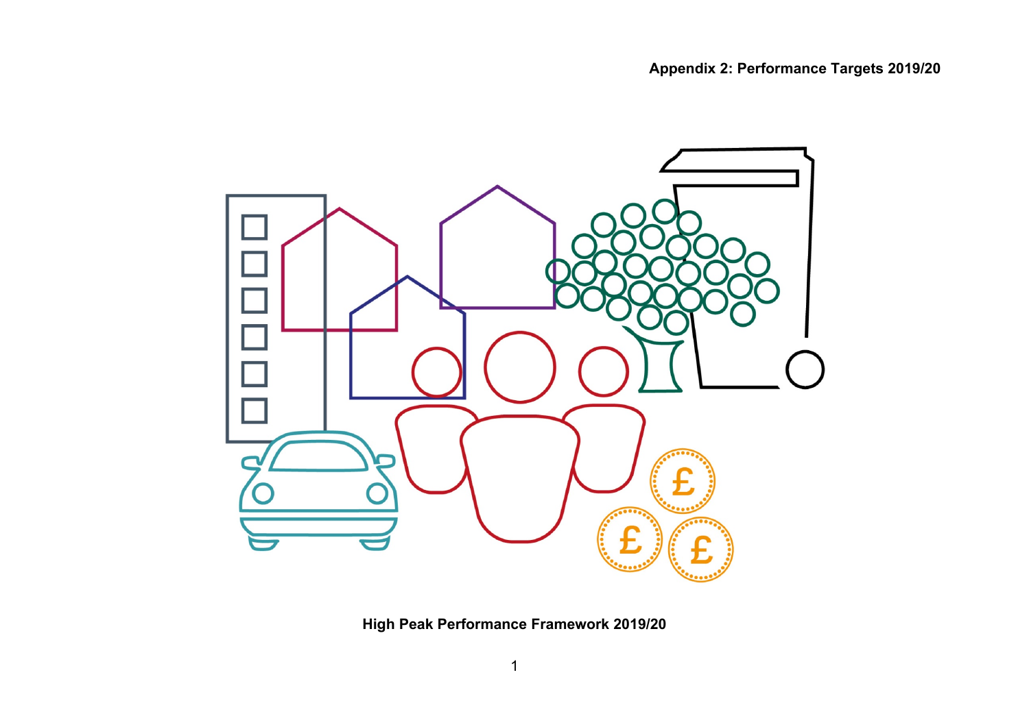**Appendix 2: Performance Targets 2019/20**

**High Peak Performance Framework 2019/20**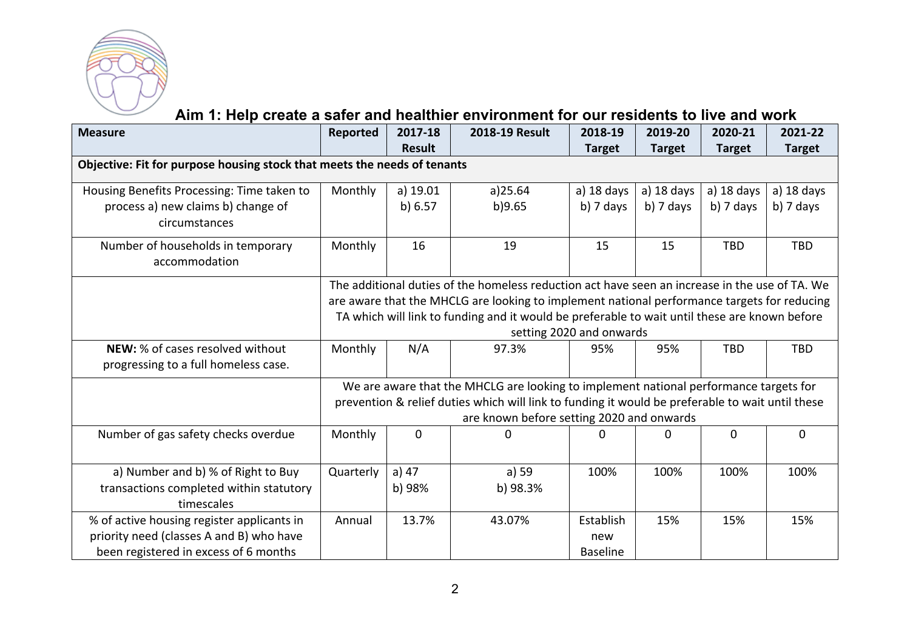# Aim 1: Help create a safer and healthier environment for our residents to live and work

| Measure | Reported | 2017-18 Result | 2018-19 Result | 2018-19 Target | 2019-20 Target | 2020-21 Target | 2021-22 Target |
|---|---|---|---|---|---|---|---|
| **Objective: Fit for purpose housing stock that meets the needs of tenants** | | | | | | | |
| Housing Benefits Processing: Time taken to process a) new claims b) change of circumstances | Monthly | a) 19.01<br>b) 6.57 | a)25.64<br>b)9.65 | a) 18 days<br>b) 7 days | a) 18 days<br>b) 7 days | a) 18 days<br>b) 7 days | a) 18 days<br>b) 7 days |
| Number of households in temporary accommodation | Monthly | 16 | 19 | 15 | 15 | TBD | TBD |
| | The additional duties of the homeless reduction act have seen an increase in the use of TA. We are aware that the MHCLG are looking to implement national performance targets for reducing TA which will link to funding and it would be preferable to wait until these are known before setting 2020 and onwards | | | | | | |
| **NEW:** % of cases resolved without progressing to a full homeless case. | Monthly | N/A | 97.3% | 95% | 95% | TBD | TBD |
| | We are aware that the MHCLG are looking to implement national performance targets for prevention & relief duties which will link to funding it would be preferable to wait until these are known before setting 2020 and onwards | | | | | | |
| Number of gas safety checks overdue | Monthly | 0 | 0 | 0 | 0 | 0 | 0 |
| a) Number and b) % of Right to Buy transactions completed within statutory timescales | Quarterly | a) 47<br>b) 98% | a) 59<br>b) 98.3% | 100% | 100% | 100% | 100% |
| % of active housing register applicants in priority need (classes A and B) who have been registered in excess of 6 months | Annual | 13.7% | 43.07% | Establish new Baseline | 15% | 15% | 15% |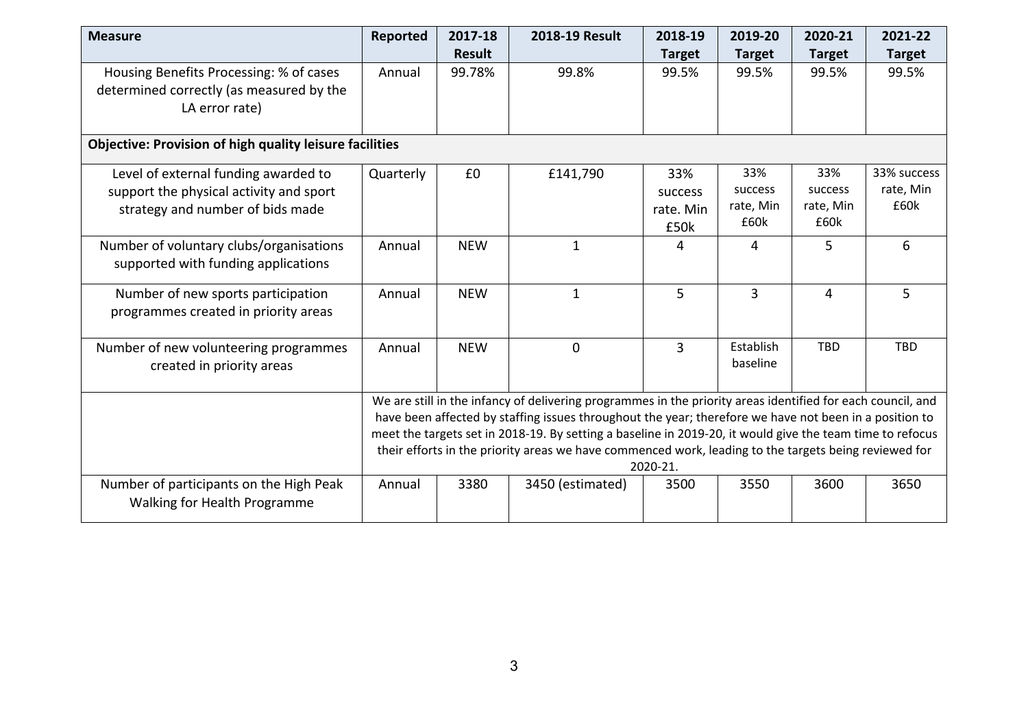| Measure | Reported | 2017-18 Result | 2018-19 Result | 2018-19 Target | 2019-20 Target | 2020-21 Target | 2021-22 Target |
|---|---|---|---|---|---|---|---|
| Housing Benefits Processing: % of cases determined correctly (as measured by the LA error rate) | Annual | 99.78% | 99.8% | 99.5% | 99.5% | 99.5% | 99.5% |
| **Objective: Provision of high quality leisure facilities** | | | | | | | |
| Level of external funding awarded to support the physical activity and sport strategy and number of bids made | Quarterly | £0 | £141,790 | 33% success rate. Min £50k | 33% success rate, Min £60k | 33% success rate, Min £60k | 33% success rate, Min £60k |
| Number of voluntary clubs/organisations supported with funding applications | Annual | NEW | 1 | 4 | 4 | 5 | 6 |
| Number of new sports participation programmes created in priority areas | Annual | NEW | 1 | 5 | 3 | 4 | 5 |
| Number of new volunteering programmes created in priority areas | Annual | NEW | 0 | 3 | Establish baseline | TBD | TBD |
| | We are still in the infancy of delivering programmes in the priority areas identified for each council, and have been affected by staffing issues throughout the year; therefore we have not been in a position to meet the targets set in 2018-19. By setting a baseline in 2019-20, it would give the team time to refocus their efforts in the priority areas we have commenced work, leading to the targets being reviewed for 2020-21. | | | | | | |
| Number of participants on the High Peak Walking for Health Programme | Annual | 3380 | 3450 (estimated) | 3500 | 3550 | 3600 | 3650 |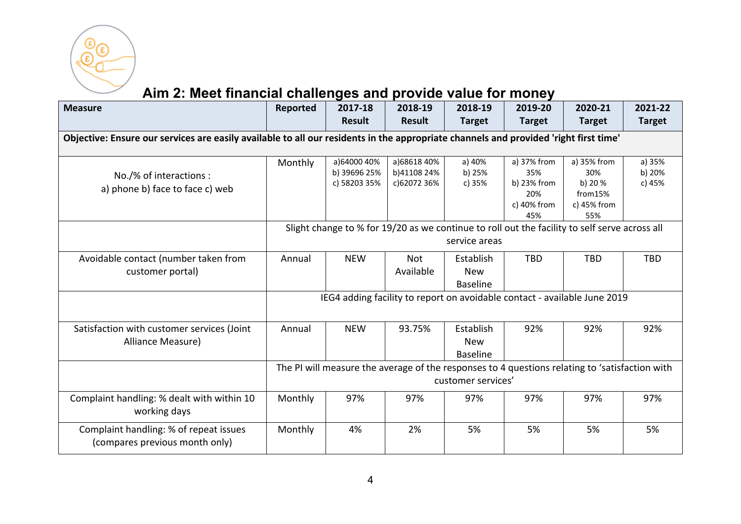## Aim 2: Meet financial challenges and provide value for money

| Measure | Reported | 2017-18 Result | 2018-19 Result | 2018-19 Target | 2019-20 Target | 2020-21 Target | 2021-22 Target |
|---|---|---|---|---|---|---|---|
| **Objective: Ensure our services are easily available to all our residents in the appropriate channels and provided 'right first time'** | | | | | | | |
| No./% of interactions : a) phone b) face to face c) web | Monthly | a)64000 40% b) 39696 25% c) 58203 35% | a)68618 40% b)41108 24% c)62072 36% | a) 40% b) 25% c) 35% | a) 37% from 35% b) 23% from 20% c) 40% from 45% | a) 35% from 30% b) 20 % from15% c) 45% from 55% | a) 35% b) 20% c) 45% |
| | Slight change to % for 19/20 as we continue to roll out the facility to self serve across all service areas | | | | | | |
| Avoidable contact (number taken from customer portal) | Annual | NEW | Not Available | Establish New Baseline | TBD | TBD | TBD |
| | IEG4 adding facility to report on avoidable contact - available June 2019 | | | | | | |
| Satisfaction with customer services (Joint Alliance Measure) | Annual | NEW | 93.75% | Establish New Baseline | 92% | 92% | 92% |
| | The PI will measure the average of the responses to 4 questions relating to 'satisfaction with customer services' | | | | | | |
| Complaint handling: % dealt with within 10 working days | Monthly | 97% | 97% | 97% | 97% | 97% | 97% |
| Complaint handling: % of repeat issues (compares previous month only) | Monthly | 4% | 2% | 5% | 5% | 5% | 5% |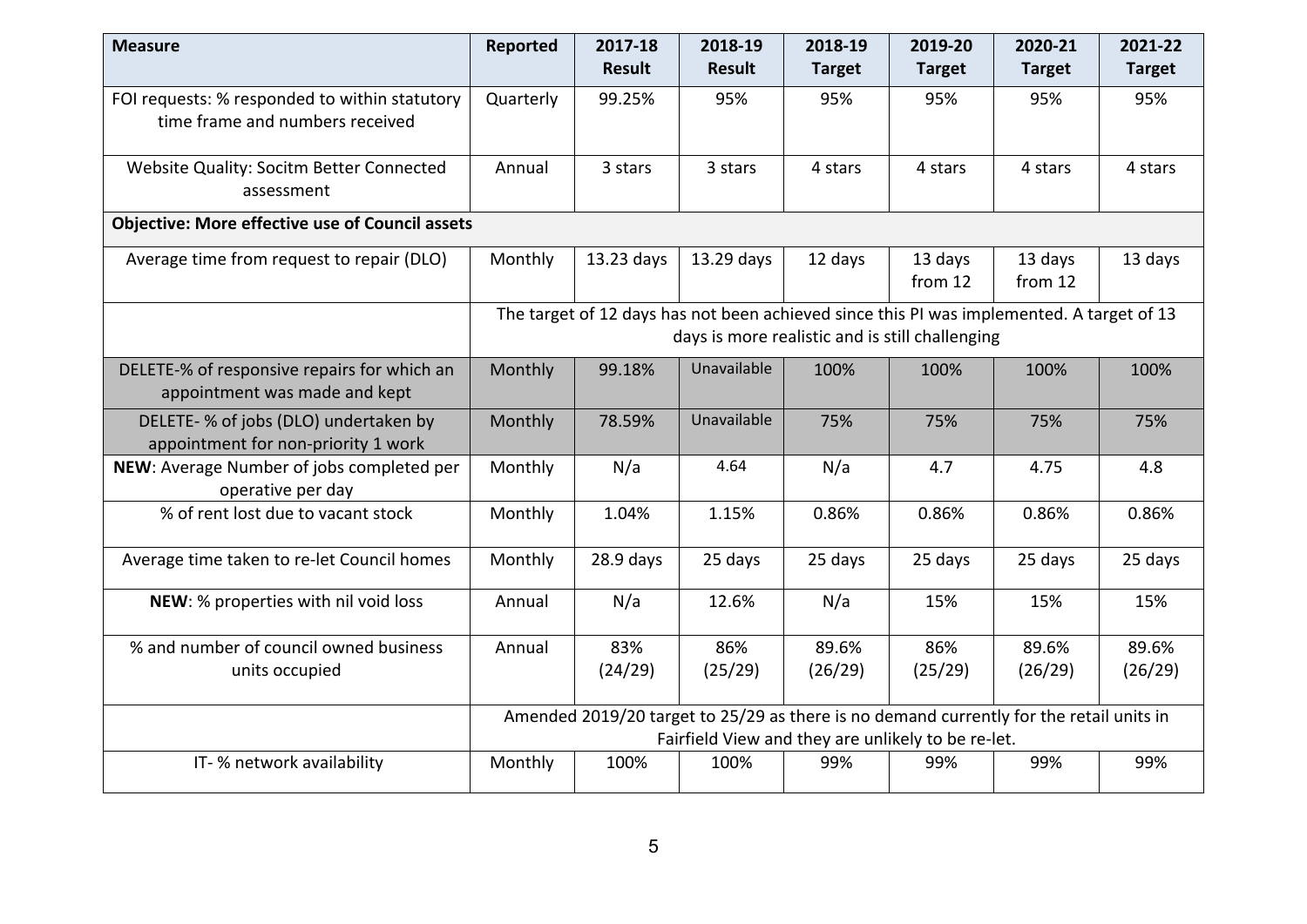| Measure | Reported | 2017-18 Result | 2018-19 Result | 2018-19 Target | 2019-20 Target | 2020-21 Target | 2021-22 Target |
|---|---|---|---|---|---|---|---|
| FOI requests: % responded to within statutory time frame and numbers received | Quarterly | 99.25% | 95% | 95% | 95% | 95% | 95% |
| Website Quality: Socitm Better Connected assessment | Annual | 3 stars | 3 stars | 4 stars | 4 stars | 4 stars | 4 stars |
| **Objective: More effective use of Council assets** | | | | | | | |
| Average time from request to repair (DLO) | Monthly | 13.23 days | 13.29 days | 12 days | 13 days from 12 | 13 days from 12 | 13 days |
| | The target of 12 days has not been achieved since this PI was implemented. A target of 13 days is more realistic and is still challenging | | | | | | |
| DELETE-% of responsive repairs for which an appointment was made and kept | Monthly | 99.18% | Unavailable | 100% | 100% | 100% | 100% |
| DELETE- % of jobs (DLO) undertaken by appointment for non-priority 1 work | Monthly | 78.59% | Unavailable | 75% | 75% | 75% | 75% |
| **NEW**: Average Number of jobs completed per operative per day | Monthly | N/a | 4.64 | N/a | 4.7 | 4.75 | 4.8 |
| % of rent lost due to vacant stock | Monthly | 1.04% | 1.15% | 0.86% | 0.86% | 0.86% | 0.86% |
| Average time taken to re-let Council homes | Monthly | 28.9 days | 25 days | 25 days | 25 days | 25 days | 25 days |
| **NEW**: % properties with nil void loss | Annual | N/a | 12.6% | N/a | 15% | 15% | 15% |
| % and number of council owned business units occupied | Annual | 83% (24/29) | 86% (25/29) | 89.6% (26/29) | 86% (25/29) | 89.6% (26/29) | 89.6% (26/29) |
| | Amended 2019/20 target to 25/29 as there is no demand currently for the retail units in Fairfield View and they are unlikely to be re-let. | | | | | | |
| IT- % network availability | Monthly | 100% | 100% | 99% | 99% | 99% | 99% |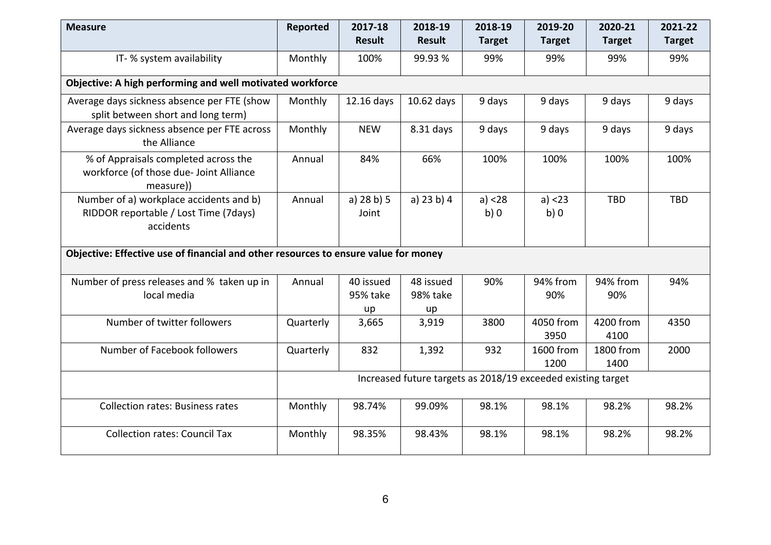| Measure | Reported | 2017-18 Result | 2018-19 Result | 2018-19 Target | 2019-20 Target | 2020-21 Target | 2021-22 Target |
|---|---|---|---|---|---|---|---|
| IT- % system availability | Monthly | 100% | 99.93 % | 99% | 99% | 99% | 99% |
| **Objective: A high performing and well motivated workforce** | | | | | | | |
| Average days sickness absence per FTE (show split between short and long term) | Monthly | 12.16 days | 10.62 days | 9 days | 9 days | 9 days | 9 days |
| Average days sickness absence per FTE across the Alliance | Monthly | NEW | 8.31 days | 9 days | 9 days | 9 days | 9 days |
| % of Appraisals completed across the workforce (of those due- Joint Alliance measure)) | Annual | 84% | 66% | 100% | 100% | 100% | 100% |
| Number of a) workplace accidents and b) RIDDOR reportable / Lost Time (7days) accidents | Annual | a) 28 b) 5 Joint | a) 23 b) 4 | a) <28 b) 0 | a) <23 b) 0 | TBD | TBD |
| **Objective: Effective use of financial and other resources to ensure value for money** | | | | | | | |
| Number of press releases and % taken up in local media | Annual | 40 issued 95% take up | 48 issued 98% take up | 90% | 94% from 90% | 94% from 90% | 94% |
| Number of twitter followers | Quarterly | 3,665 | 3,919 | 3800 | 4050 from 3950 | 4200 from 4100 | 4350 |
| Number of Facebook followers | Quarterly | 832 | 1,392 | 932 | 1600 from 1200 | 1800 from 1400 | 2000 |
| | Increased future targets as 2018/19 exceeded existing target | | | | | | |
| Collection rates: Business rates | Monthly | 98.74% | 99.09% | 98.1% | 98.1% | 98.2% | 98.2% |
| Collection rates: Council Tax | Monthly | 98.35% | 98.43% | 98.1% | 98.1% | 98.2% | 98.2% |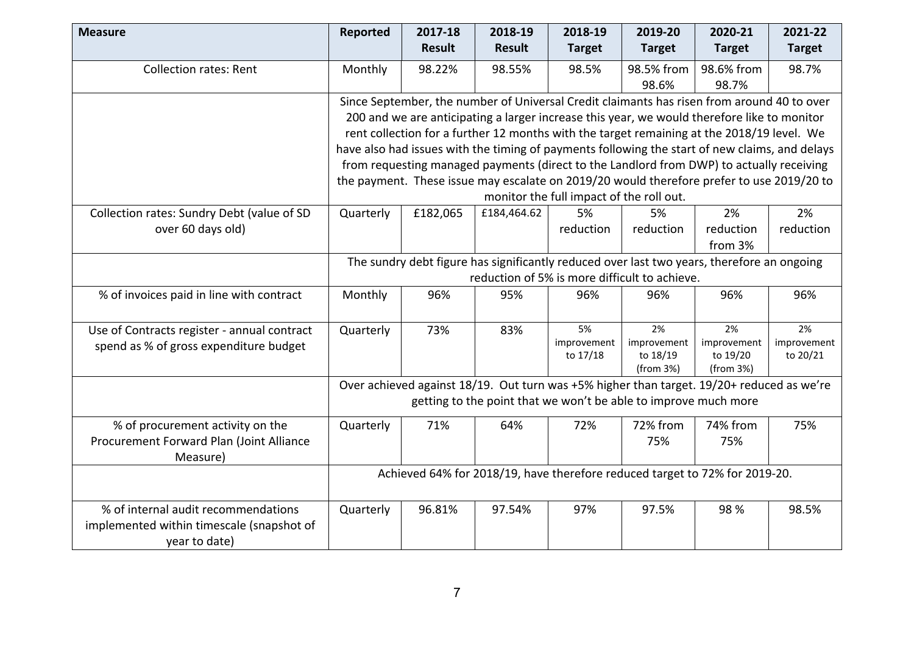| Measure | Reported | 2017-18 Result | 2018-19 Result | 2018-19 Target | 2019-20 Target | 2020-21 Target | 2021-22 Target |
|---|---|---|---|---|---|---|---|
| Collection rates: Rent | Monthly | 98.22% | 98.55% | 98.5% | 98.5% from 98.6% | 98.6% from 98.7% | 98.7% |
| | Since September, the number of Universal Credit claimants has risen from around 40 to over 200 and we are anticipating a larger increase this year, we would therefore like to monitor rent collection for a further 12 months with the target remaining at the 2018/19 level. We have also had issues with the timing of payments following the start of new claims, and delays from requesting managed payments (direct to the Landlord from DWP) to actually receiving the payment. These issue may escalate on 2019/20 would therefore prefer to use 2019/20 to monitor the full impact of the roll out. | | | | | | |
| Collection rates: Sundry Debt (value of SD over 60 days old) | Quarterly | £182,065 | £184,464.62 | 5% reduction | 5% reduction | 2% reduction from 3% | 2% reduction |
| | The sundry debt figure has significantly reduced over last two years, therefore an ongoing reduction of 5% is more difficult to achieve. | | | | | | |
| % of invoices paid in line with contract | Monthly | 96% | 95% | 96% | 96% | 96% | 96% |
| Use of Contracts register - annual contract spend as % of gross expenditure budget | Quarterly | 73% | 83% | 5% improvement to 17/18 | 2% improvement to 18/19 (from 3%) | 2% improvement to 19/20 (from 3%) | 2% improvement to 20/21 |
| | Over achieved against 18/19. Out turn was +5% higher than target. 19/20+ reduced as we're getting to the point that we won't be able to improve much more | | | | | | |
| % of procurement activity on the Procurement Forward Plan (Joint Alliance Measure) | Quarterly | 71% | 64% | 72% | 72% from 75% | 74% from 75% | 75% |
| | Achieved 64% for 2018/19, have therefore reduced target to 72% for 2019-20. | | | | | | |
| % of internal audit recommendations implemented within timescale (snapshot of year to date) | Quarterly | 96.81% | 97.54% | 97% | 97.5% | 98 % | 98.5% |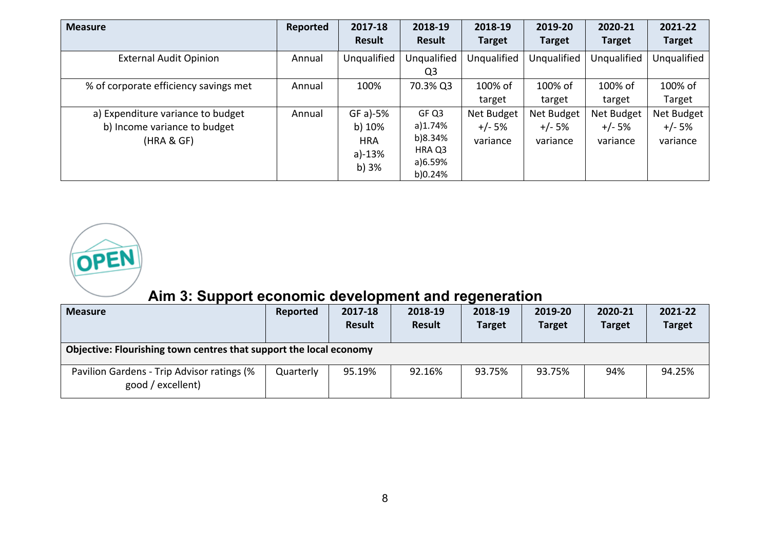| Measure | Reported | 2017-18 Result | 2018-19 Result | 2018-19 Target | 2019-20 Target | 2020-21 Target | 2021-22 Target |
|---|---|---|---|---|---|---|---|
| External Audit Opinion | Annual | Unqualified | Unqualified Q3 | Unqualified | Unqualified | Unqualified | Unqualified |
| % of corporate efficiency savings met | Annual | 100% | 70.3% Q3 | 100% of target | 100% of target | 100% of target | 100% of Target |
| a) Expenditure variance to budget<br>b) Income variance to budget<br>(HRA & GF) | Annual | GF a)-5%<br>b) 10%<br>HRA<br>a)-13%<br>b) 3% | GF Q3<br>a)1.74%<br>b)8.34%<br>HRA Q3<br>a)6.59%<br>b)0.24% | Net Budget +/- 5% variance | Net Budget +/- 5% variance | Net Budget +/- 5% variance | Net Budget +/- 5% variance |

## Aim 3: Support economic development and regeneration

| Measure | Reported | 2017-18 Result | 2018-19 Result | 2018-19 Target | 2019-20 Target | 2020-21 Target | 2021-22 Target |
|---|---|---|---|---|---|---|---|
| **Objective: Flourishing town centres that support the local economy** | | | | | | | |
| Pavilion Gardens - Trip Advisor ratings (% good / excellent) | Quarterly | 95.19% | 92.16% | 93.75% | 93.75% | 94% | 94.25% |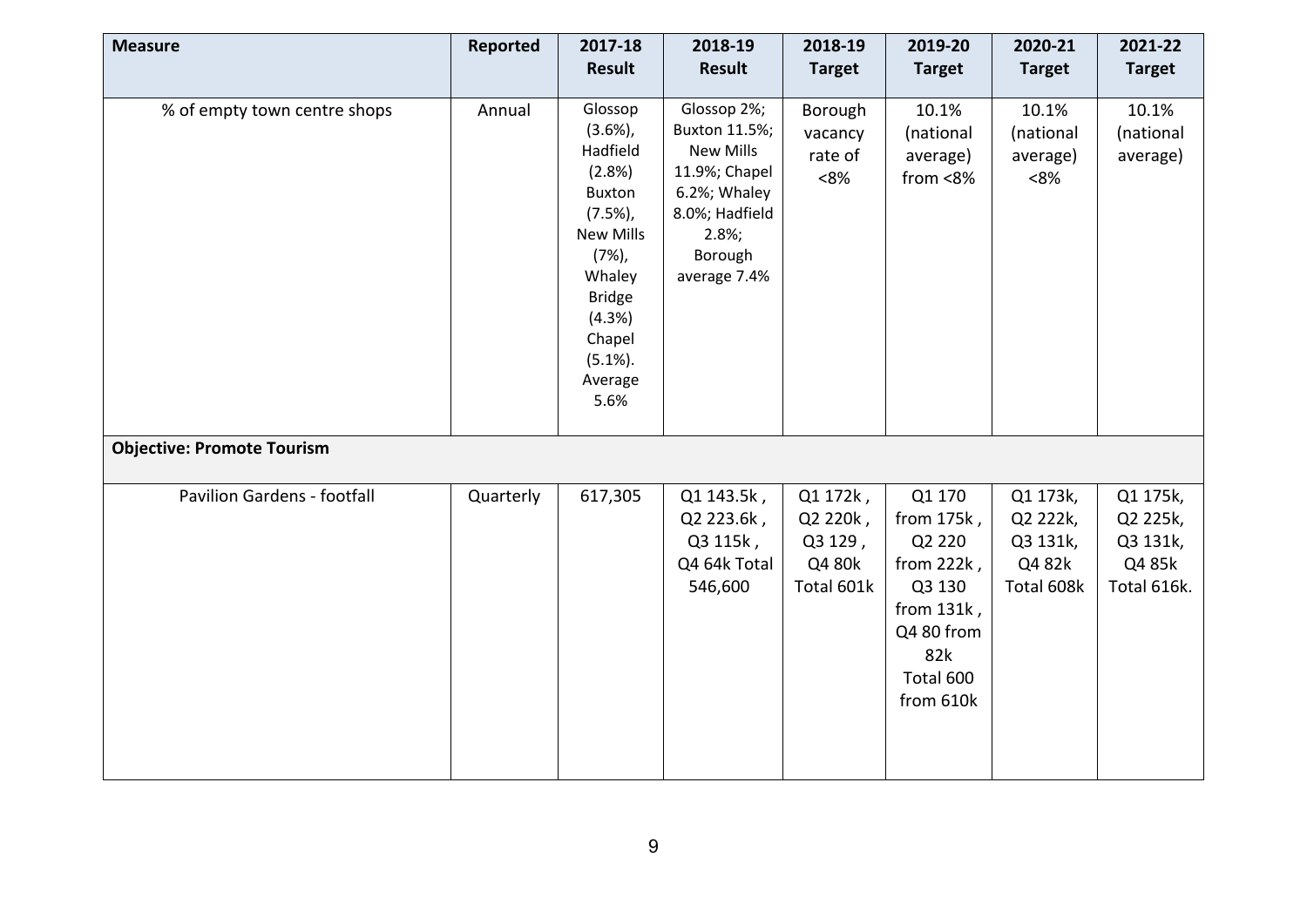| Measure | Reported | 2017-18 Result | 2018-19 Result | 2018-19 Target | 2019-20 Target | 2020-21 Target | 2021-22 Target |
|---|---|---|---|---|---|---|---|
| % of empty town centre shops | Annual | Glossop (3.6%), Hadfield (2.8%) Buxton (7.5%), New Mills (7%), Whaley Bridge (4.3%) Chapel (5.1%). Average 5.6% | Glossop 2%; Buxton 11.5%; New Mills 11.9%; Chapel 6.2%; Whaley 8.0%; Hadfield 2.8%; Borough average 7.4% | Borough vacancy rate of <8% | 10.1% (national average) from <8% | 10.1% (national average) <8% | 10.1% (national average) |
| **Objective: Promote Tourism** | | | | | | | |
| Pavilion Gardens - footfall | Quarterly | 617,305 | Q1 143.5k , Q2 223.6k , Q3 115k , Q4 64k Total 546,600 | Q1 172k , Q2 220k , Q3 129 , Q4 80k Total 601k | Q1 170 from 175k , Q2 220 from 222k , Q3 130 from 131k , Q4 80 from 82k Total 600 from 610k | Q1 173k, Q2 222k, Q3 131k, Q4 82k Total 608k | Q1 175k, Q2 225k, Q3 131k, Q4 85k Total 616k. |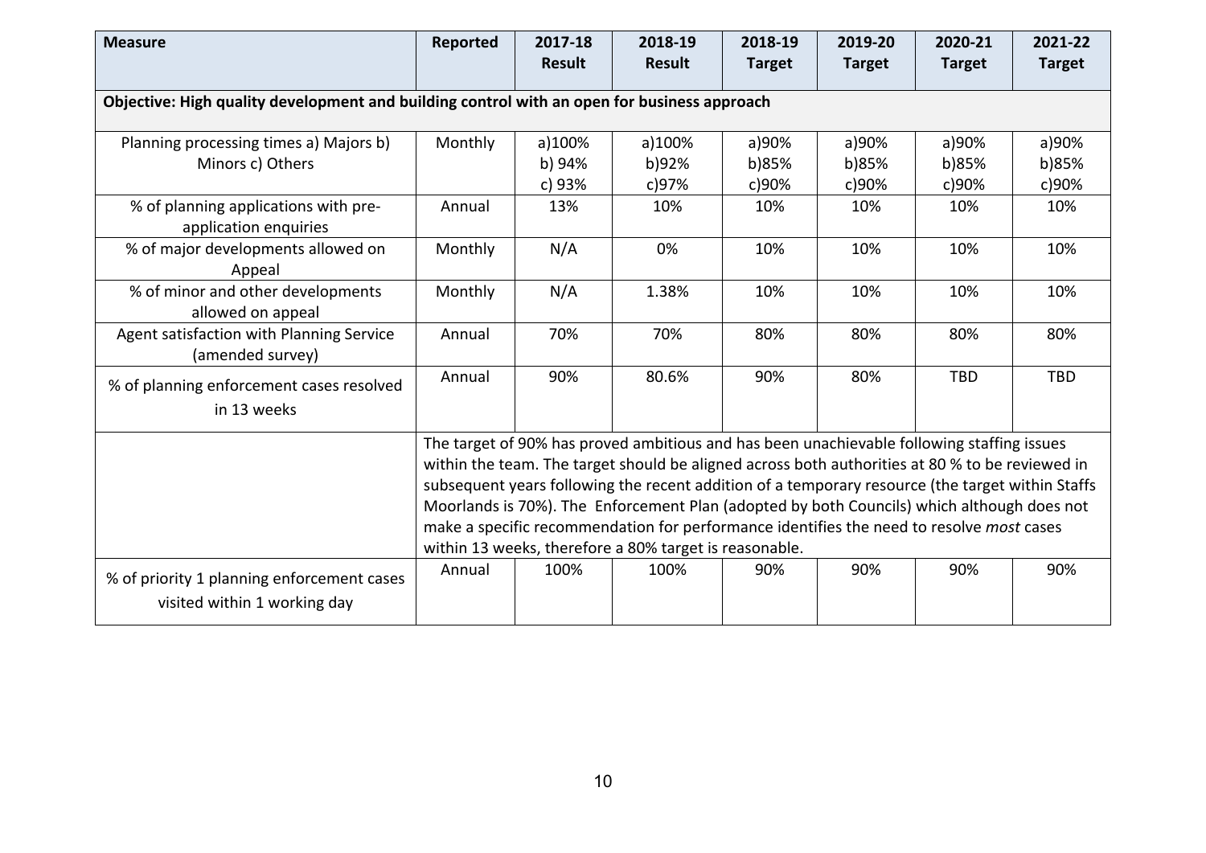| Measure | Reported | 2017-18 Result | 2018-19 Result | 2018-19 Target | 2019-20 Target | 2020-21 Target | 2021-22 Target |
|---|---|---|---|---|---|---|---|
| **Objective: High quality development and building control with an open for business approach** | | | | | | | |
| Planning processing times a) Majors b) Minors c) Others | Monthly | a)100% b) 94% c) 93% | a)100% b)92% c)97% | a)90% b)85% c)90% | a)90% b)85% c)90% | a)90% b)85% c)90% | a)90% b)85% c)90% |
| % of planning applications with pre-application enquiries | Annual | 13% | 10% | 10% | 10% | 10% | 10% |
| % of major developments allowed on Appeal | Monthly | N/A | 0% | 10% | 10% | 10% | 10% |
| % of minor and other developments allowed on appeal | Monthly | N/A | 1.38% | 10% | 10% | 10% | 10% |
| Agent satisfaction with Planning Service (amended survey) | Annual | 70% | 70% | 80% | 80% | 80% | 80% |
| % of planning enforcement cases resolved in 13 weeks | Annual | 90% | 80.6% | 90% | 80% | TBD | TBD |
| | The target of 90% has proved ambitious and has been unachievable following staffing issues within the team. The target should be aligned across both authorities at 80 % to be reviewed in subsequent years following the recent addition of a temporary resource (the target within Staffs Moorlands is 70%). The Enforcement Plan (adopted by both Councils) which although does not make a specific recommendation for performance identifies the need to resolve *most* cases within 13 weeks, therefore a 80% target is reasonable. | | | | | | |
| % of priority 1 planning enforcement cases visited within 1 working day | Annual | 100% | 100% | 90% | 90% | 90% | 90% |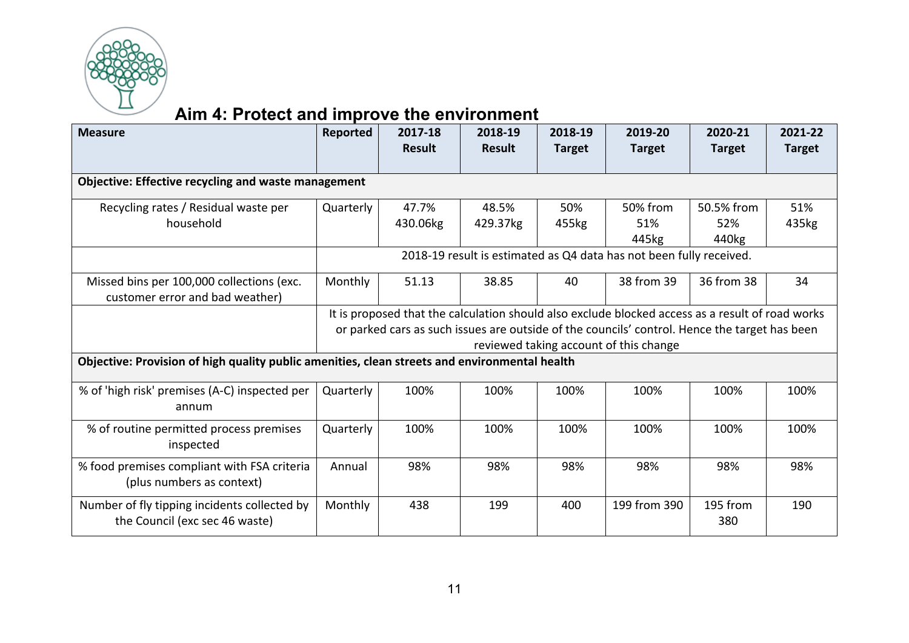# Aim 4: Protect and improve the environment

| Measure | Reported | 2017-18 Result | 2018-19 Result | 2018-19 Target | 2019-20 Target | 2020-21 Target | 2021-22 Target |
|---|---|---|---|---|---|---|---|
| **Objective: Effective recycling and waste management** | | | | | | | |
| Recycling rates / Residual waste per household | Quarterly | 47.7% 430.06kg | 48.5% 429.37kg | 50% 455kg | 50% from 51% 445kg | 50.5% from 52% 440kg | 51% 435kg |
| | 2018-19 result is estimated as Q4 data has not been fully received. | | | | | | |
| Missed bins per 100,000 collections (exc. customer error and bad weather) | Monthly | 51.13 | 38.85 | 40 | 38 from 39 | 36 from 38 | 34 |
| | It is proposed that the calculation should also exclude blocked access as a result of road works or parked cars as such issues are outside of the councils' control. Hence the target has been reviewed taking account of this change | | | | | | |
| **Objective: Provision of high quality public amenities, clean streets and environmental health** | | | | | | | |
| % of 'high risk' premises (A-C) inspected per annum | Quarterly | 100% | 100% | 100% | 100% | 100% | 100% |
| % of routine permitted process premises inspected | Quarterly | 100% | 100% | 100% | 100% | 100% | 100% |
| % food premises compliant with FSA criteria (plus numbers as context) | Annual | 98% | 98% | 98% | 98% | 98% | 98% |
| Number of fly tipping incidents collected by the Council (exc sec 46 waste) | Monthly | 438 | 199 | 400 | 199 from 390 | 195 from 380 | 190 |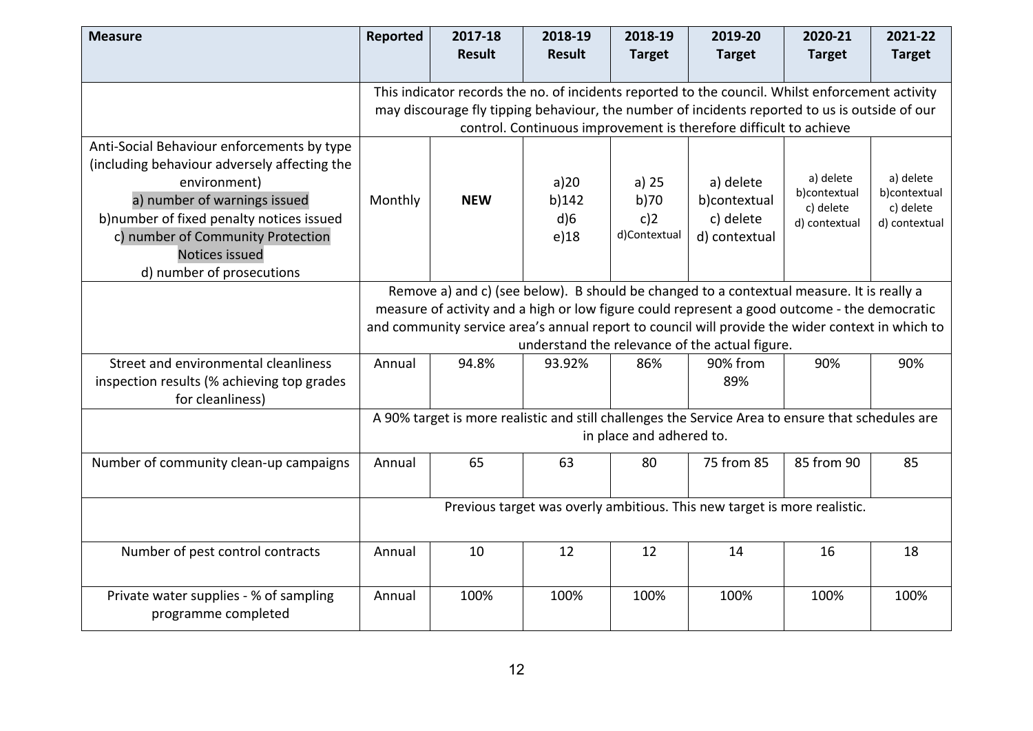| Measure | Reported | 2017-18 Result | 2018-19 Result | 2018-19 Target | 2019-20 Target | 2020-21 Target | 2021-22 Target |
|---|---|---|---|---|---|---|---|
| | This indicator records the no. of incidents reported to the council. Whilst enforcement activity may discourage fly tipping behaviour, the number of incidents reported to us is outside of our control. Continuous improvement is therefore difficult to achieve | | | | | | |
| Anti-Social Behaviour enforcements by type (including behaviour adversely affecting the environment) a) number of warnings issued b)number of fixed penalty notices issued c) number of Community Protection Notices issued d) number of prosecutions | Monthly | **NEW** | a)20 b)142 d)6 e)18 | a) 25 b)70 c)2 d)Contextual | a) delete b)contextual c) delete d) contextual | a) delete b)contextual c) delete d) contextual | a) delete b)contextual c) delete d) contextual |
| | Remove a) and c) (see below). B should be changed to a contextual measure. It is really a measure of activity and a high or low figure could represent a good outcome - the democratic and community service area's annual report to council will provide the wider context in which to understand the relevance of the actual figure. | | | | | | |
| Street and environmental cleanliness inspection results (% achieving top grades for cleanliness) | Annual | 94.8% | 93.92% | 86% | 90% from 89% | 90% | 90% |
| | A 90% target is more realistic and still challenges the Service Area to ensure that schedules are in place and adhered to. | | | | | | |
| Number of community clean-up campaigns | Annual | 65 | 63 | 80 | 75 from 85 | 85 from 90 | 85 |
| | Previous target was overly ambitious. This new target is more realistic. | | | | | | |
| Number of pest control contracts | Annual | 10 | 12 | 12 | 14 | 16 | 18 |
| Private water supplies - % of sampling programme completed | Annual | 100% | 100% | 100% | 100% | 100% | 100% |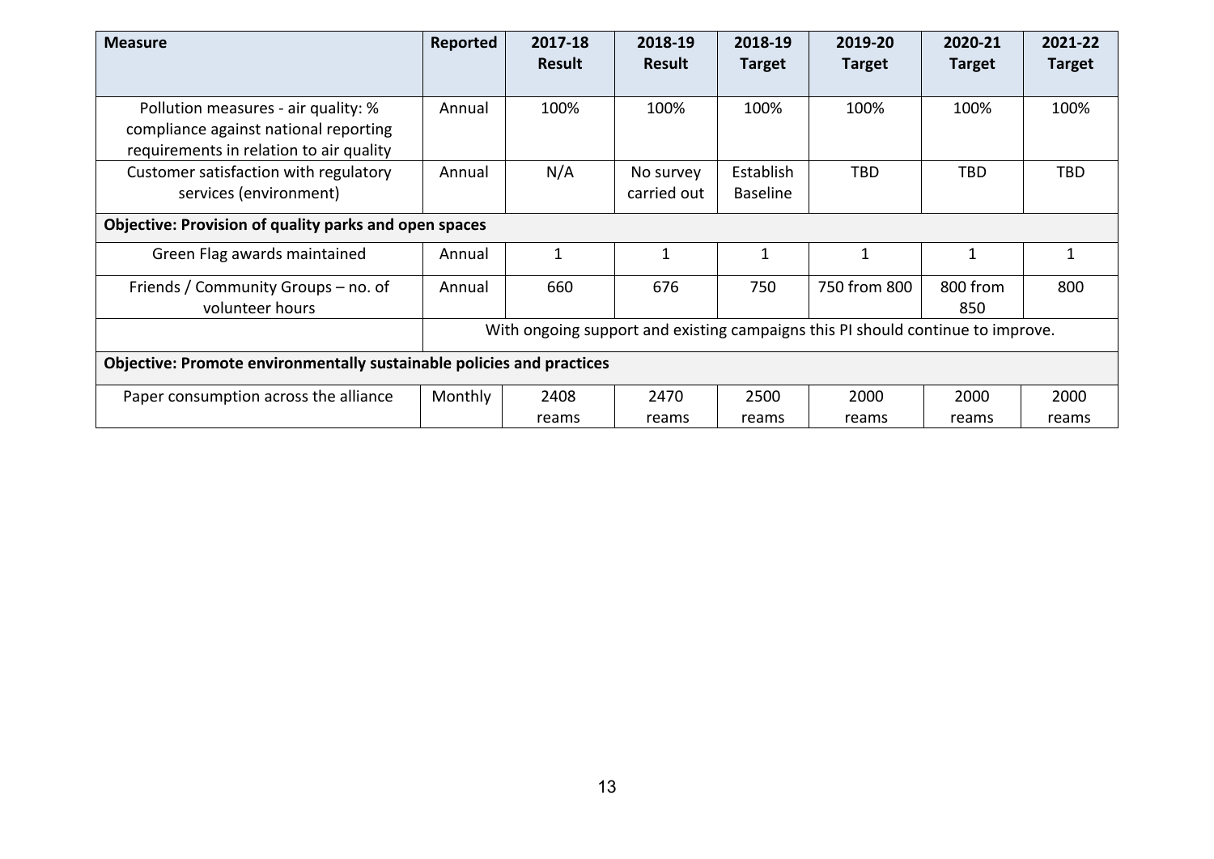| Measure | Reported | 2017-18 Result | 2018-19 Result | 2018-19 Target | 2019-20 Target | 2020-21 Target | 2021-22 Target |
|---|---|---|---|---|---|---|---|
| Pollution measures - air quality: % compliance against national reporting requirements in relation to air quality | Annual | 100% | 100% | 100% | 100% | 100% | 100% |
| Customer satisfaction with regulatory services (environment) | Annual | N/A | No survey carried out | Establish Baseline | TBD | TBD | TBD |
| **Objective: Provision of quality parks and open spaces** | | | | | | | |
| Green Flag awards maintained | Annual | 1 | 1 | 1 | 1 | 1 | 1 |
| Friends / Community Groups – no. of volunteer hours | Annual | 660 | 676 | 750 | 750 from 800 | 800 from 850 | 800 |
| | With ongoing support and existing campaigns this PI should continue to improve. | | | | | | |
| **Objective: Promote environmentally sustainable policies and practices** | | | | | | | |
| Paper consumption across the alliance | Monthly | 2408 reams | 2470 reams | 2500 reams | 2000 reams | 2000 reams | 2000 reams |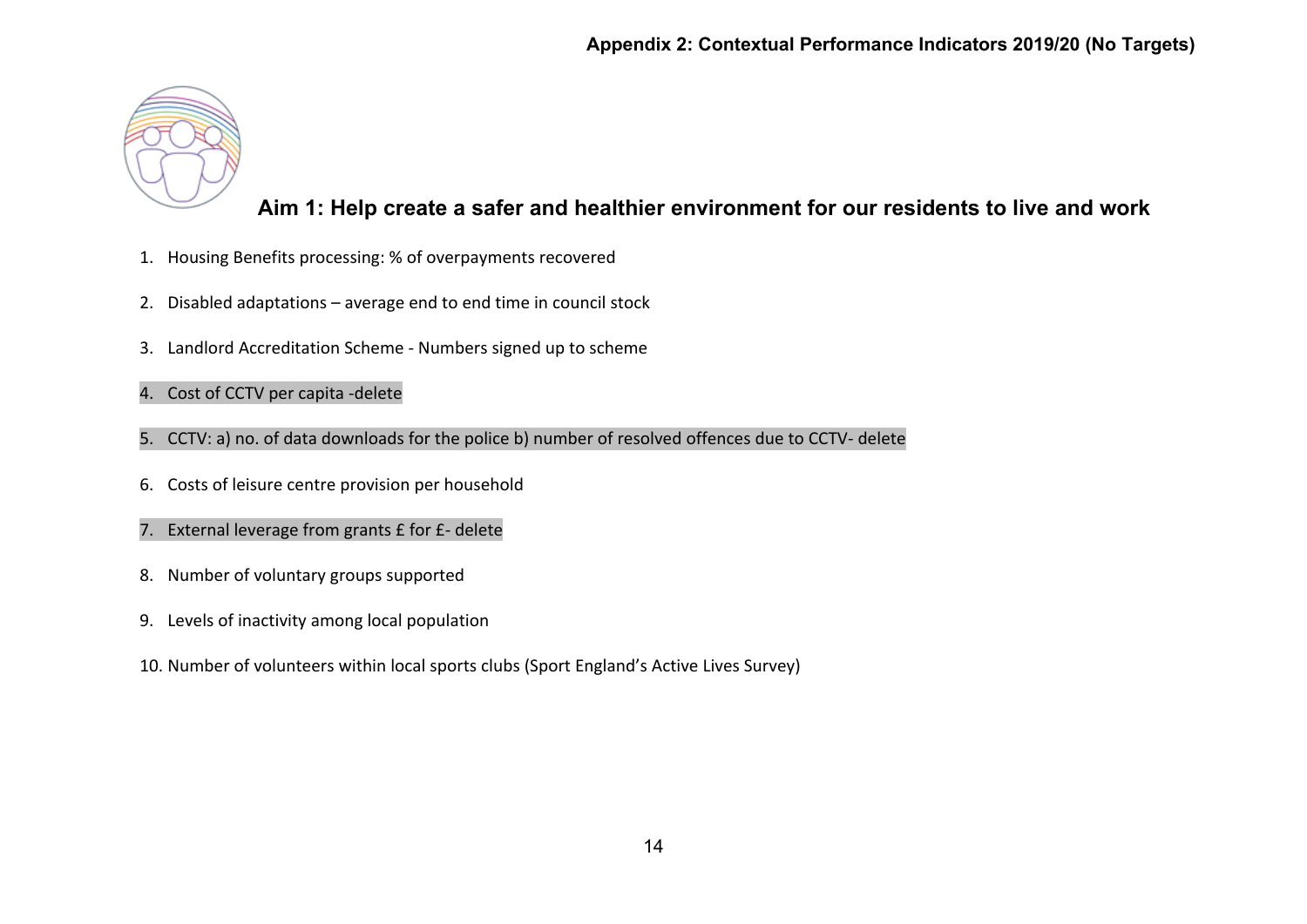# Appendix 2: Contextual Performance Indicators 2019/20 (No Targets)

## Aim 1: Help create a safer and healthier environment for our residents to live and work

1. Housing Benefits processing: % of overpayments recovered

2. Disabled adaptations – average end to end time in council stock

3. Landlord Accreditation Scheme - Numbers signed up to scheme

4. Cost of CCTV per capita -delete

5. CCTV: a) no. of data downloads for the police b) number of resolved offences due to CCTV- delete

6. Costs of leisure centre provision per household

7. External leverage from grants £ for £- delete

8. Number of voluntary groups supported

9. Levels of inactivity among local population

10. Number of volunteers within local sports clubs (Sport England's Active Lives Survey)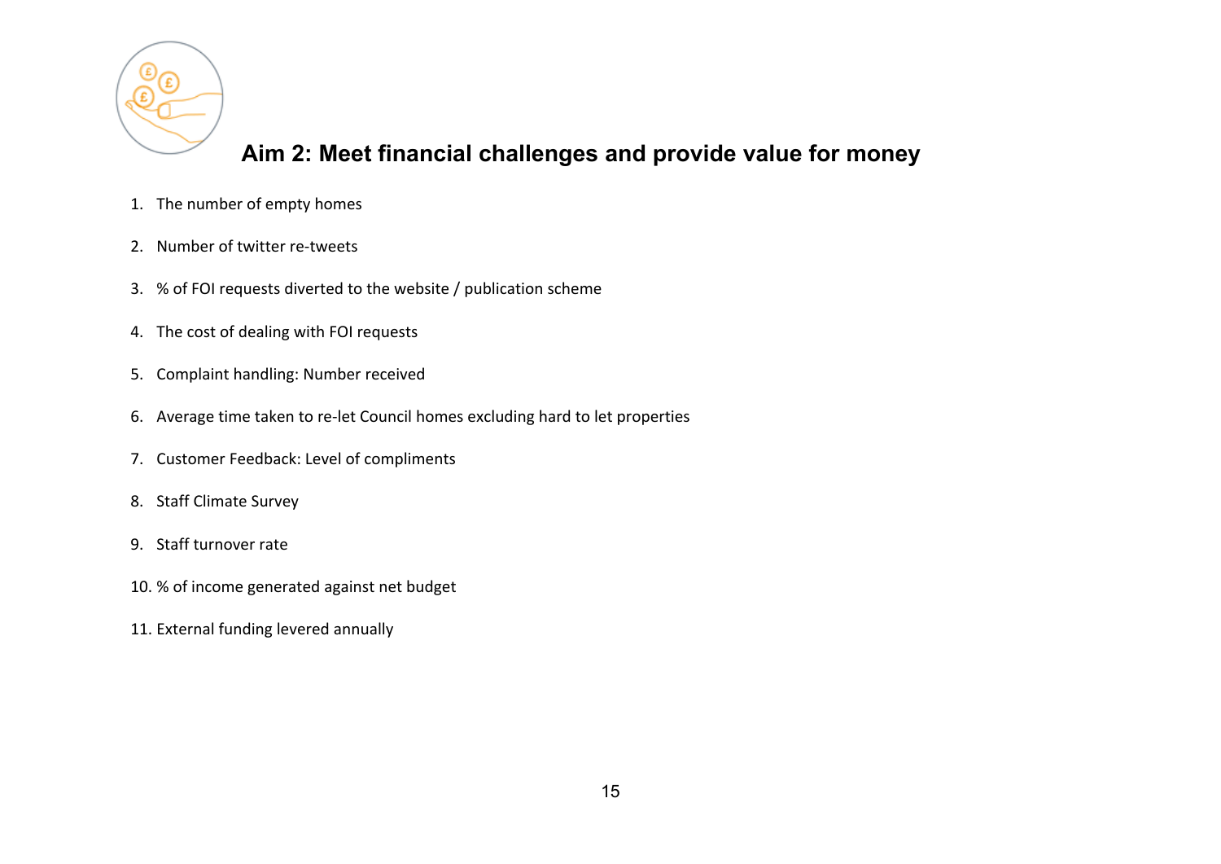## Aim 2: Meet financial challenges and provide value for money

1. The number of empty homes
2. Number of twitter re-tweets
3. % of FOI requests diverted to the website / publication scheme
4. The cost of dealing with FOI requests
5. Complaint handling: Number received
6. Average time taken to re-let Council homes excluding hard to let properties
7. Customer Feedback: Level of compliments
8. Staff Climate Survey
9. Staff turnover rate
10. % of income generated against net budget
11. External funding levered annually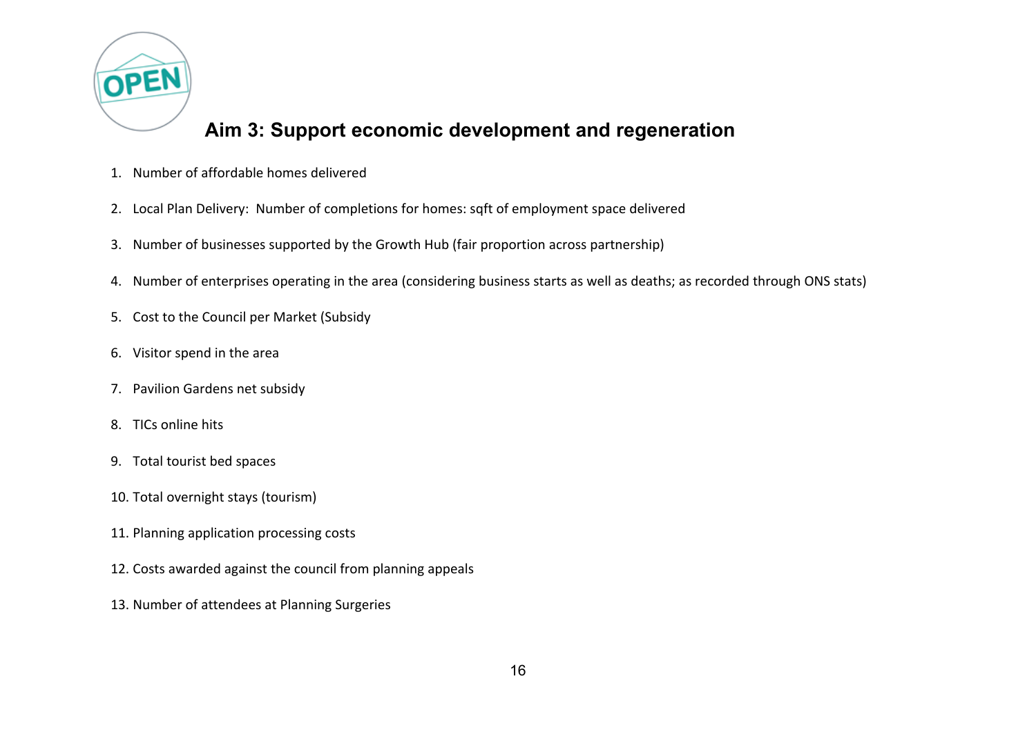## Aim 3: Support economic development and regeneration

1. Number of affordable homes delivered
2. Local Plan Delivery: Number of completions for homes: sqft of employment space delivered
3. Number of businesses supported by the Growth Hub (fair proportion across partnership)
4. Number of enterprises operating in the area (considering business starts as well as deaths; as recorded through ONS stats)
5. Cost to the Council per Market (Subsidy
6. Visitor spend in the area
7. Pavilion Gardens net subsidy
8. TICs online hits
9. Total tourist bed spaces
10. Total overnight stays (tourism)
11. Planning application processing costs
12. Costs awarded against the council from planning appeals
13. Number of attendees at Planning Surgeries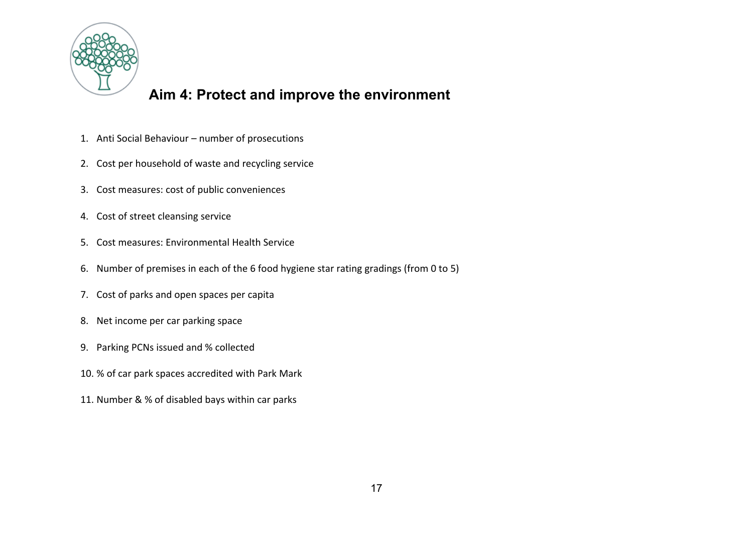# Aim 4: Protect and improve the environment

1. Anti Social Behaviour – number of prosecutions
2. Cost per household of waste and recycling service
3. Cost measures: cost of public conveniences
4. Cost of street cleansing service
5. Cost measures: Environmental Health Service
6. Number of premises in each of the 6 food hygiene star rating gradings (from 0 to 5)
7. Cost of parks and open spaces per capita
8. Net income per car parking space
9. Parking PCNs issued and % collected
10. % of car park spaces accredited with Park Mark
11. Number & % of disabled bays within car parks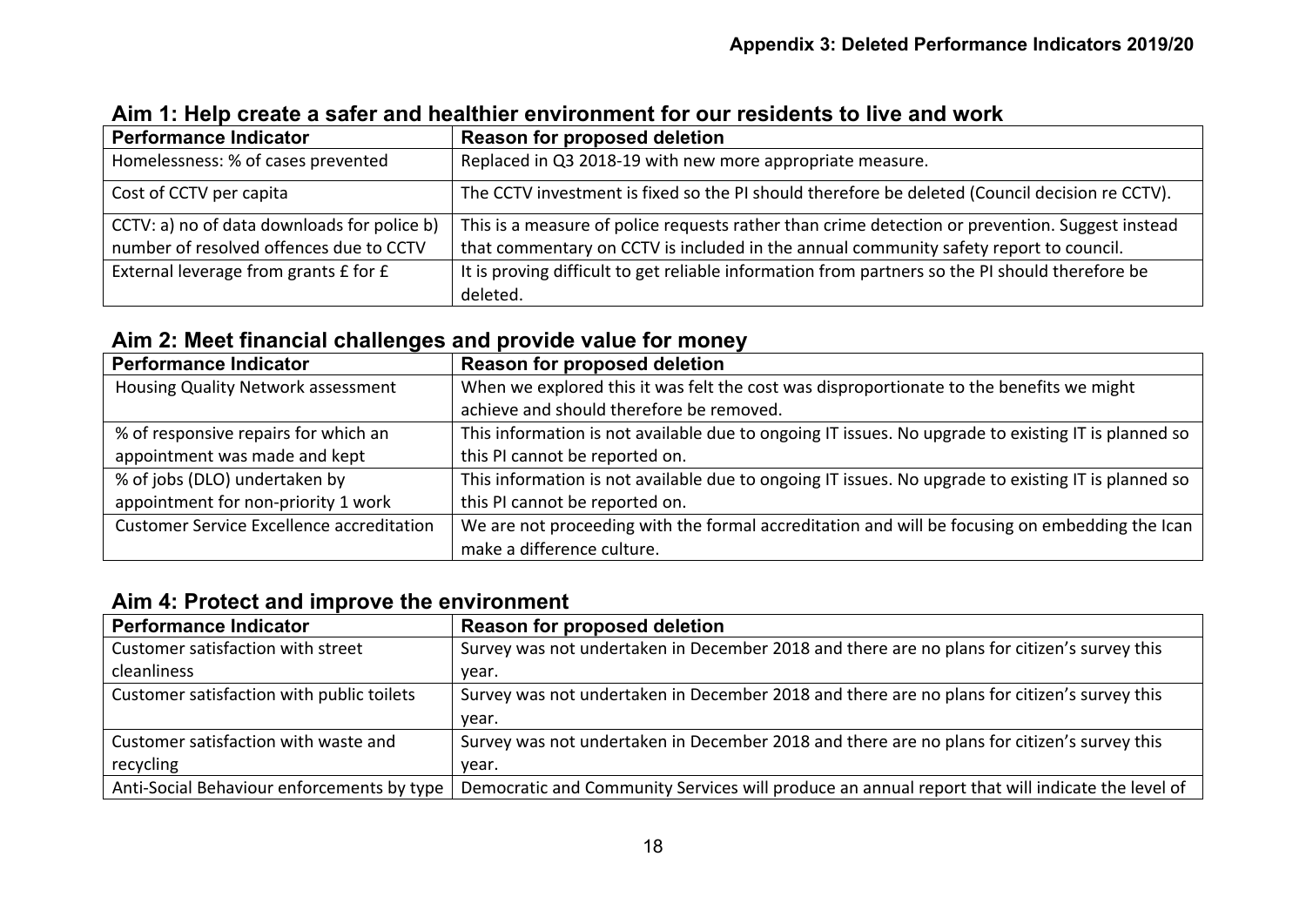**Appendix 3: Deleted Performance Indicators 2019/20**

## Aim 1: Help create a safer and healthier environment for our residents to live and work

| Performance Indicator | Reason for proposed deletion |
|---|---|
| Homelessness: % of cases prevented | Replaced in Q3 2018-19 with new more appropriate measure. |
| Cost of CCTV per capita | The CCTV investment is fixed so the PI should therefore be deleted (Council decision re CCTV). |
| CCTV: a) no of data downloads for police b) number of resolved offences due to CCTV | This is a measure of police requests rather than crime detection or prevention. Suggest instead that commentary on CCTV is included in the annual community safety report to council. |
| External leverage from grants £ for £ | It is proving difficult to get reliable information from partners so the PI should therefore be deleted. |

## Aim 2: Meet financial challenges and provide value for money

| Performance Indicator | Reason for proposed deletion |
|---|---|
| Housing Quality Network assessment | When we explored this it was felt the cost was disproportionate to the benefits we might achieve and should therefore be removed. |
| % of responsive repairs for which an appointment was made and kept | This information is not available due to ongoing IT issues. No upgrade to existing IT is planned so this PI cannot be reported on. |
| % of jobs (DLO) undertaken by appointment for non-priority 1 work | This information is not available due to ongoing IT issues. No upgrade to existing IT is planned so this PI cannot be reported on. |
| Customer Service Excellence accreditation | We are not proceeding with the formal accreditation and will be focusing on embedding the Ican make a difference culture. |

## Aim 4: Protect and improve the environment

| Performance Indicator | Reason for proposed deletion |
|---|---|
| Customer satisfaction with street cleanliness | Survey was not undertaken in December 2018 and there are no plans for citizen's survey this year. |
| Customer satisfaction with public toilets | Survey was not undertaken in December 2018 and there are no plans for citizen's survey this year. |
| Customer satisfaction with waste and recycling | Survey was not undertaken in December 2018 and there are no plans for citizen's survey this year. |
| Anti-Social Behaviour enforcements by type | Democratic and Community Services will produce an annual report that will indicate the level of |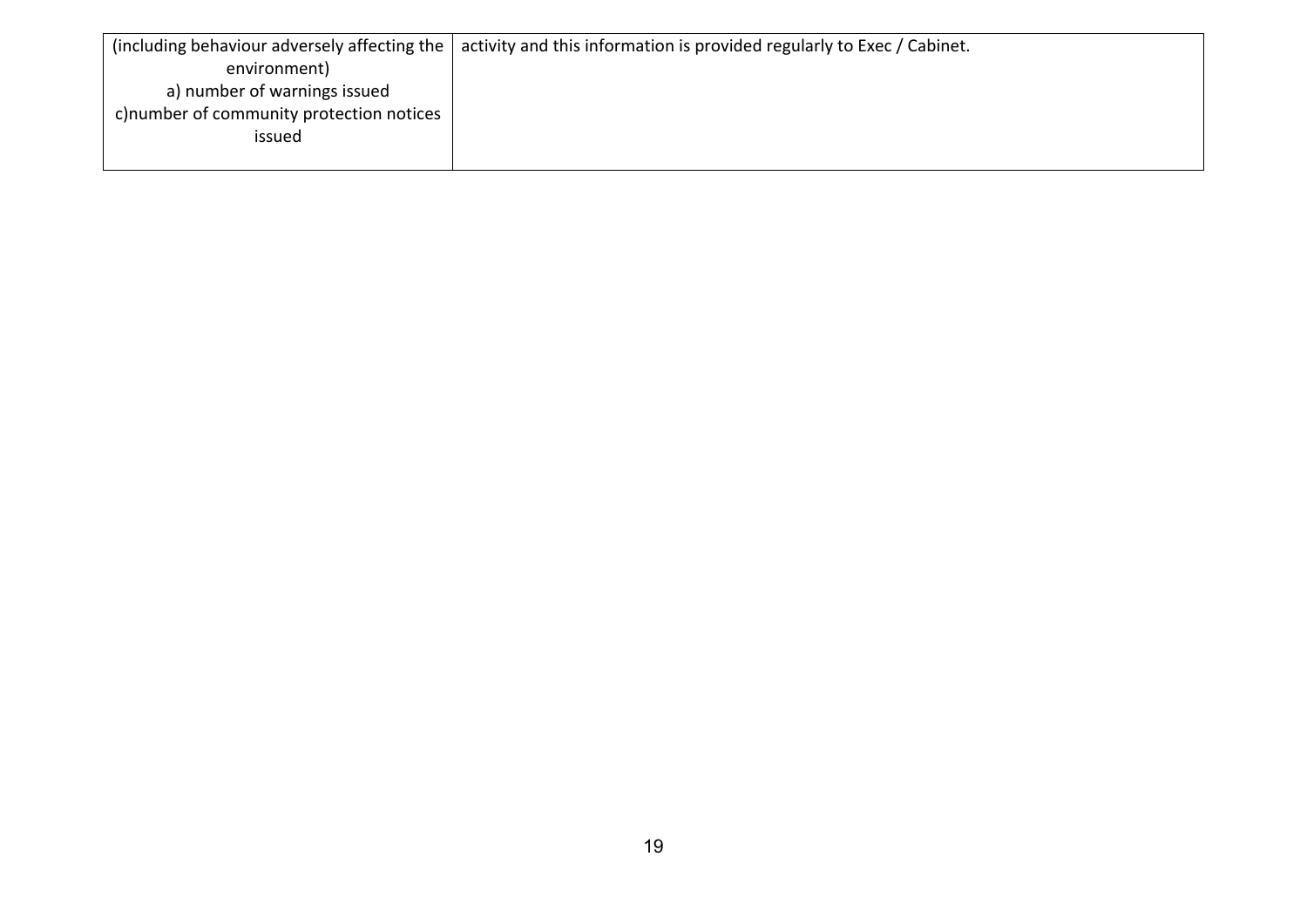| | |
|---|---|
| (including behaviour adversely affecting the environment)<br>a) number of warnings issued<br>c)number of community protection notices issued | activity and this information is provided regularly to Exec / Cabinet. |